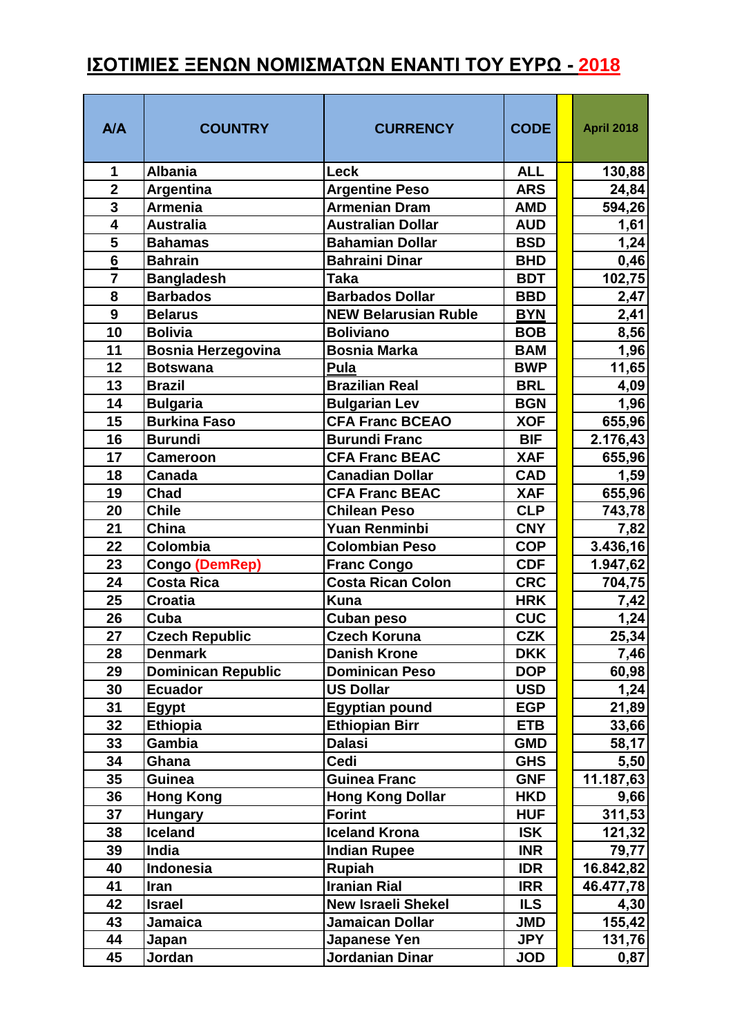# ΙΣΟΤΙΜΙΕΣ ΞΕΝΩΝ ΝΟΜΙΣΜΑΤΩΝ ΕΝΑΝΤΙ ΤΟΥ ΕΥΡΩ - 2018

| A/A | COUNTRY | CURRENCY | CODE | | April 2018 |
|---|---|---|---|---|---|
| 1 | Albania | Leck | ALL | | 130,88 |
| 2 | Argentina | Argentine Peso | ARS | | 24,84 |
| 3 | Armenia | Armenian Dram | AMD | | 594,26 |
| 4 | Australia | Australian Dollar | AUD | | 1,61 |
| 5 | Bahamas | Bahamian Dollar | BSD | | 1,24 |
| 6 | Bahrain | Bahraini Dinar | BHD | | 0,46 |
| 7 | Bangladesh | Taka | BDT | | 102,75 |
| 8 | Barbados | Barbados Dollar | BBD | | 2,47 |
| 9 | Belarus | NEW Belarusian Ruble | BYN | | 2,41 |
| 10 | Bolivia | Boliviano | BOB | | 8,56 |
| 11 | Bosnia Herzegovina | Bosnia Marka | BAM | | 1,96 |
| 12 | Botswana | Pula | BWP | | 11,65 |
| 13 | Brazil | Brazilian Real | BRL | | 4,09 |
| 14 | Bulgaria | Bulgarian Lev | BGN | | 1,96 |
| 15 | Burkina Faso | CFA Franc BCEAO | XOF | | 655,96 |
| 16 | Burundi | Burundi Franc | BIF | | 2.176,43 |
| 17 | Cameroon | CFA Franc BEAC | XAF | | 655,96 |
| 18 | Canada | Canadian Dollar | CAD | | 1,59 |
| 19 | Chad | CFA Franc BEAC | XAF | | 655,96 |
| 20 | Chile | Chilean Peso | CLP | | 743,78 |
| 21 | China | Yuan Renminbi | CNY | | 7,82 |
| 22 | Colombia | Colombian Peso | COP | | 3.436,16 |
| 23 | Congo (DemRep) | Franc Congo | CDF | | 1.947,62 |
| 24 | Costa Rica | Costa Rican Colon | CRC | | 704,75 |
| 25 | Croatia | Kuna | HRK | | 7,42 |
| 26 | Cuba | Cuban peso | CUC | | 1,24 |
| 27 | Czech Republic | Czech Koruna | CZK | | 25,34 |
| 28 | Denmark | Danish Krone | DKK | | 7,46 |
| 29 | Dominican Republic | Dominican Peso | DOP | | 60,98 |
| 30 | Ecuador | US Dollar | USD | | 1,24 |
| 31 | Egypt | Egyptian pound | EGP | | 21,89 |
| 32 | Ethiopia | Ethiopian Birr | ETB | | 33,66 |
| 33 | Gambia | Dalasi | GMD | | 58,17 |
| 34 | Ghana | Cedi | GHS | | 5,50 |
| 35 | Guinea | Guinea Franc | GNF | | 11.187,63 |
| 36 | Hong Kong | Hong Kong Dollar | HKD | | 9,66 |
| 37 | Hungary | Forint | HUF | | 311,53 |
| 38 | Iceland | Iceland Krona | ISK | | 121,32 |
| 39 | India | Indian Rupee | INR | | 79,77 |
| 40 | Indonesia | Rupiah | IDR | | 16.842,82 |
| 41 | Iran | Iranian Rial | IRR | | 46.477,78 |
| 42 | Israel | New Israeli Shekel | ILS | | 4,30 |
| 43 | Jamaica | Jamaican Dollar | JMD | | 155,42 |
| 44 | Japan | Japanese Yen | JPY | | 131,76 |
| 45 | Jordan | Jordanian Dinar | JOD | | 0,87 |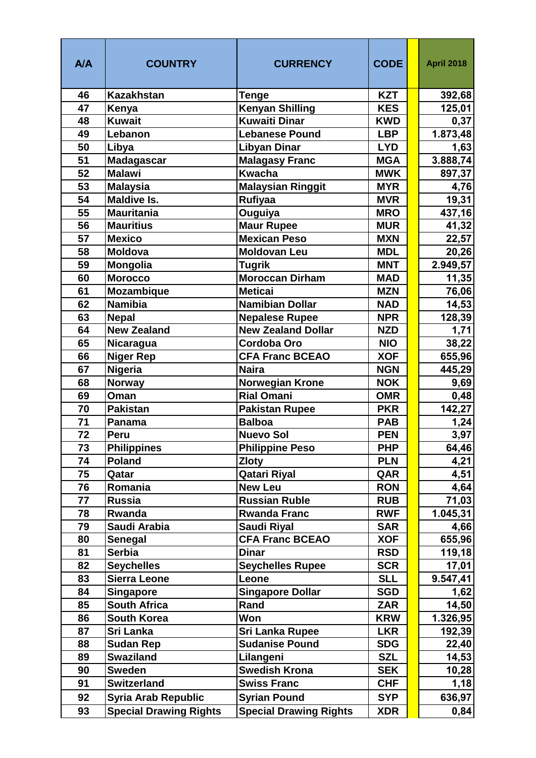| A/A | COUNTRY | CURRENCY | CODE | | April 2018 |
|---|---|---|---|---|---|
| 46 | Kazakhstan | Tenge | KZT | | 392,68 |
| 47 | Kenya | Kenyan Shilling | KES | | 125,01 |
| 48 | Kuwait | Kuwaiti Dinar | KWD | | 0,37 |
| 49 | Lebanon | Lebanese Pound | LBP | | 1.873,48 |
| 50 | Libya | Libyan Dinar | LYD | | 1,63 |
| 51 | Madagascar | Malagasy Franc | MGA | | 3.888,74 |
| 52 | Malawi | Kwacha | MWK | | 897,37 |
| 53 | Malaysia | Malaysian Ringgit | MYR | | 4,76 |
| 54 | Maldive Is. | Rufiyaa | MVR | | 19,31 |
| 55 | Mauritania | Ouguiya | MRO | | 437,16 |
| 56 | Mauritius | Maur Rupee | MUR | | 41,32 |
| 57 | Mexico | Mexican Peso | MXN | | 22,57 |
| 58 | Moldova | Moldovan Leu | MDL | | 20,26 |
| 59 | Mongolia | Tugrik | MNT | | 2.949,57 |
| 60 | Morocco | Moroccan Dirham | MAD | | 11,35 |
| 61 | Mozambique | Meticai | MZN | | 76,06 |
| 62 | Namibia | Namibian Dollar | NAD | | 14,53 |
| 63 | Nepal | Nepalese Rupee | NPR | | 128,39 |
| 64 | New Zealand | New Zealand Dollar | NZD | | 1,71 |
| 65 | Nicaragua | Cordoba Oro | NIO | | 38,22 |
| 66 | Niger Rep | CFA Franc BCEAO | XOF | | 655,96 |
| 67 | Nigeria | Naira | NGN | | 445,29 |
| 68 | Norway | Norwegian Krone | NOK | | 9,69 |
| 69 | Oman | Rial Omani | OMR | | 0,48 |
| 70 | Pakistan | Pakistan Rupee | PKR | | 142,27 |
| 71 | Panama | Balboa | PAB | | 1,24 |
| 72 | Peru | Nuevo Sol | PEN | | 3,97 |
| 73 | Philippines | Philippine Peso | PHP | | 64,46 |
| 74 | Poland | Zloty | PLN | | 4,21 |
| 75 | Qatar | Qatari Riyal | QAR | | 4,51 |
| 76 | Romania | New Leu | RON | | 4,64 |
| 77 | Russia | Russian Ruble | RUB | | 71,03 |
| 78 | Rwanda | Rwanda Franc | RWF | | 1.045,31 |
| 79 | Saudi Arabia | Saudi Riyal | SAR | | 4,66 |
| 80 | Senegal | CFA Franc BCEAO | XOF | | 655,96 |
| 81 | Serbia | Dinar | RSD | | 119,18 |
| 82 | Seychelles | Seychelles Rupee | SCR | | 17,01 |
| 83 | Sierra Leone | Leone | SLL | | 9.547,41 |
| 84 | Singapore | Singapore Dollar | SGD | | 1,62 |
| 85 | South Africa | Rand | ZAR | | 14,50 |
| 86 | South Korea | Won | KRW | | 1.326,95 |
| 87 | Sri Lanka | Sri Lanka Rupee | LKR | | 192,39 |
| 88 | Sudan Rep | Sudanise Pound | SDG | | 22,40 |
| 89 | Swaziland | Lilangeni | SZL | | 14,53 |
| 90 | Sweden | Swedish Krona | SEK | | 10,28 |
| 91 | Switzerland | Swiss Franc | CHF | | 1,18 |
| 92 | Syria Arab Republic | Syrian Pound | SYP | | 636,97 |
| 93 | Special Drawing Rights | Special Drawing Rights | XDR | | 0,84 |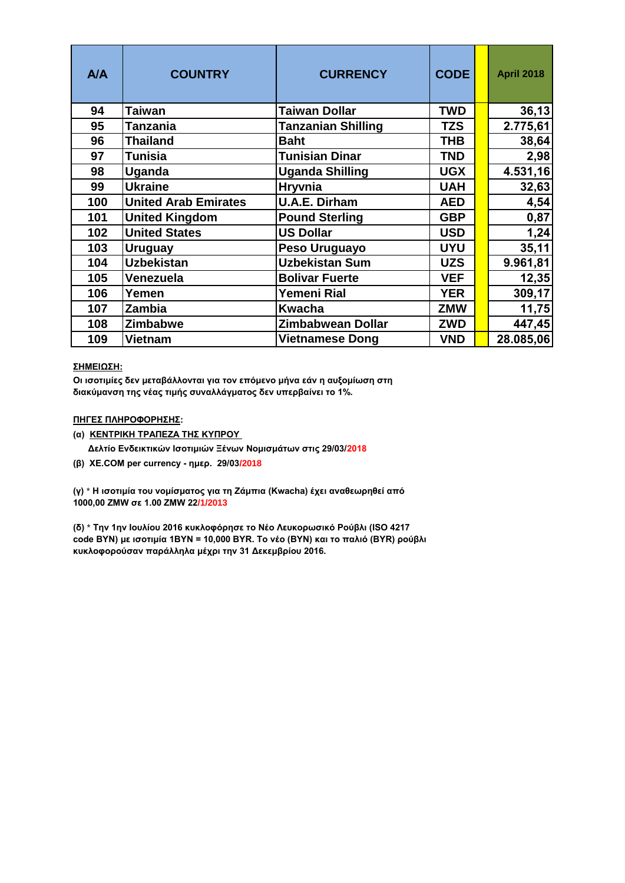| A/A | COUNTRY | CURRENCY | CODE | | April 2018 |
|---|---|---|---|---|---|
| 94 | Taiwan | Taiwan Dollar | TWD | | 36,13 |
| 95 | Tanzania | Tanzanian Shilling | TZS | | 2.775,61 |
| 96 | Thailand | Baht | THB | | 38,64 |
| 97 | Tunisia | Tunisian Dinar | TND | | 2,98 |
| 98 | Uganda | Uganda Shilling | UGX | | 4.531,16 |
| 99 | Ukraine | Hryvnia | UAH | | 32,63 |
| 100 | United Arab Emirates | U.A.E. Dirham | AED | | 4,54 |
| 101 | United Kingdom | Pound Sterling | GBP | | 0,87 |
| 102 | United States | US Dollar | USD | | 1,24 |
| 103 | Uruguay | Peso Uruguayo | UYU | | 35,11 |
| 104 | Uzbekistan | Uzbekistan Sum | UZS | | 9.961,81 |
| 105 | Venezuela | Bolivar Fuerte | VEF | | 12,35 |
| 106 | Yemen | Yemeni Rial | YER | | 309,17 |
| 107 | Zambia | Kwacha | ZMW | | 11,75 |
| 108 | Zimbabwe | Zimbabwean Dollar | ZWD | | 447,45 |
| 109 | Vietnam | Vietnamese Dong | VND | | 28.085,06 |

**ΣΗΜΕΙΩΣΗ:**

**Οι ισοτιμίες δεν μεταβάλλονται για τον επόμενο μήνα εάν η αυξομίωση στη διακύμανση της νέας τιμής συναλλάγματος δεν υπερβαίνει το 1%.**

**ΠΗΓΕΣ ΠΛΗΡΟΦΟΡΗΣΗΣ:**

**(α) ΚΕΝΤΡΙΚΗ ΤΡΑΠΕΖΑ ΤΗΣ ΚΥΠΡΟΥ**

**Δελτίο Ενδεικτικών Ισοτιμιών Ξένων Νομισμάτων στις 29/03/2018**

**(β) XE.COM per currency - ημερ. 29/03/2018**

**(γ) * Η ισοτιμία του νομίσματος για τη Ζάμπια (Kwacha) έχει αναθεωρηθεί από 1000,00 ZMW σε 1.00 ZMW 22/1/2013**

**(δ) * Την 1ην Ιουλίου 2016 κυκλοφόρησε το Νέο Λευκορωσικό Ρούβλι (ISO 4217 code BYN) με ισοτιμία 1BYN = 10,000 BYR. Το νέο (BYN) και το παλιό (BYR) ρούβλι κυκλοφορούσαν παράλληλα μέχρι την 31 Δεκεμβρίου 2016.**